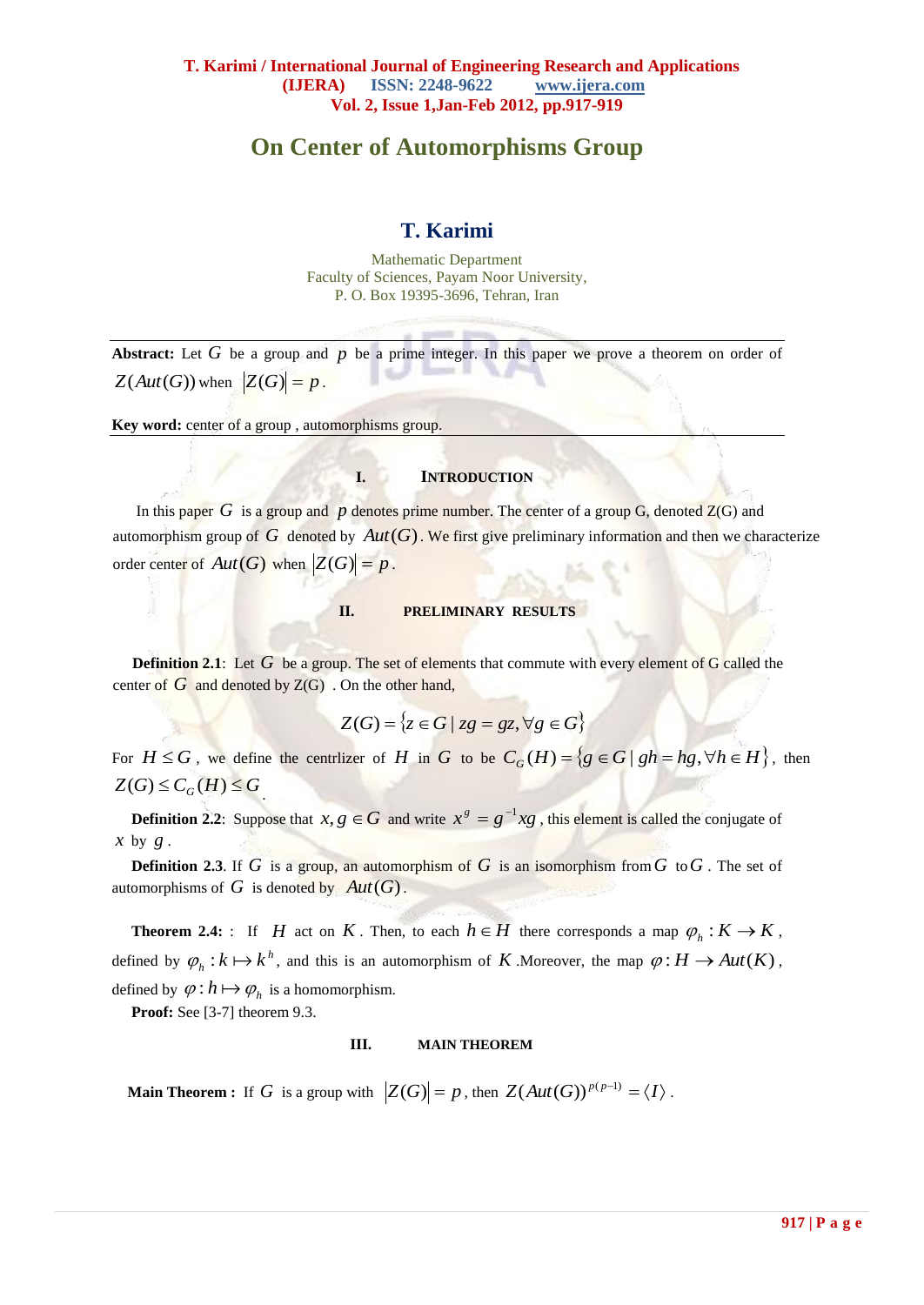# On Center of Automorphisms Group

## T. Karimi

Mathematic Department
Faculty of Sciences, Payam Noor University,
P. O. Box 19395-3696, Tehran, Iran

---

**Abstract:** Let $G$ be a group and $p$ be a prime integer. In this paper we prove a theorem on order of $Z(Aut(G))$ when $|Z(G)| = p$.

**Key word:** center of a group , automorphisms group.

---

## I. INTRODUCTION

In this paper $G$ is a group and $p$ denotes prime number. The center of a group G, denoted Z(G) and automorphism group of $G$ denoted by $Aut(G)$. We first give preliminary information and then we characterize order center of $Aut(G)$ when $|Z(G)| = p$.

## II. PRELIMINARY RESULTS

**Definition 2.1**: Let $G$ be a group. The set of elements that commute with every element of G called the center of $G$ and denoted by Z(G) . On the other hand,

$$Z(G) = \{z \in G \mid zg = gz, \forall g \in G\}$$

For $H \leq G$, we define the centrlizer of $H$ in $G$ to be $C_G(H) = \{g \in G \mid gh = hg, \forall h \in H\}$, then $Z(G) \leq C_G(H) \leq G$.

**Definition 2.2**: Suppose that $x, g \in G$ and write $x^g = g^{-1}xg$, this element is called the conjugate of $x$ by $g$.

**Definition 2.3**. If $G$ is a group, an automorphism of $G$ is an isomorphism from $G$ to $G$. The set of automorphisms of $G$ is denoted by $Aut(G)$.

**Theorem 2.4:** : If $H$ act on $K$. Then, to each $h \in H$ there corresponds a map $\varphi_h : K \to K$, defined by $\varphi_h : k \mapsto k^h$, and this is an automorphism of $K$ .Moreover, the map $\varphi : H \to Aut(K)$, defined by $\varphi : h \mapsto \varphi_h$ is a homomorphism.

**Proof:** See [3-7] theorem 9.3.

## III. MAIN THEOREM

**Main Theorem :** If $G$ is a group with $|Z(G)| = p$, then $Z(Aut(G))^{p(p-1)} = \langle I \rangle$.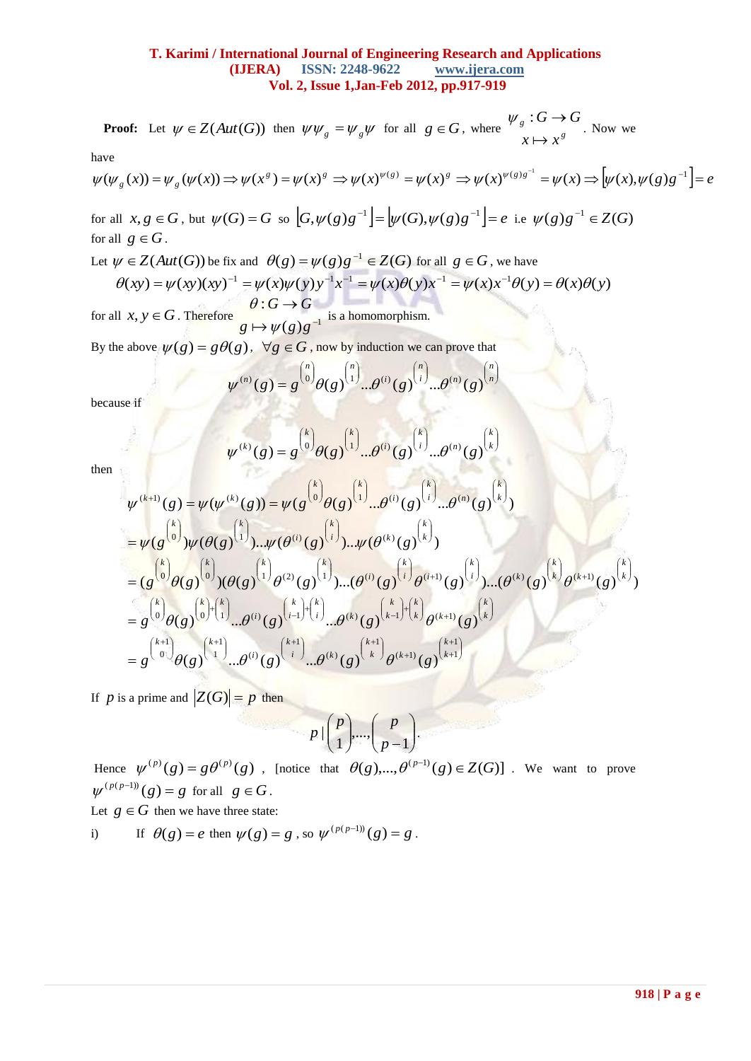**Proof:** Let $\psi \in Z(Aut(G))$ then $\psi\psi_g = \psi_g\psi$ for all $g \in G$, where $\begin{matrix}\psi_g : G \to G \\ x \mapsto x^g\end{matrix}$. Now we have

$$\psi(\psi_g(x)) = \psi_g(\psi(x)) \Rightarrow \psi(x^g) = \psi(x)^g \Rightarrow \psi(x)^{\psi(g)} = \psi(x)^g \Rightarrow \psi(x)^{\psi(g)g^{-1}} = \psi(x) \Rightarrow \left[\psi(x), \psi(g)g^{-1}\right] = e$$

for all $x, g \in G$, but $\psi(G) = G$ so $\left[G, \psi(g)g^{-1}\right] = \left[\psi(G), \psi(g)g^{-1}\right] = e$ i.e $\psi(g)g^{-1} \in Z(G)$ for all $g \in G$.

Let $\psi \in Z(Aut(G))$ be fix and $\theta(g) = \psi(g)g^{-1} \in Z(G)$ for all $g \in G$, we have

$$\theta(xy) = \psi(xy)(xy)^{-1} = \psi(x)\psi(y)y^{-1}x^{-1} = \psi(x)\theta(y)x^{-1} = \psi(x)x^{-1}\theta(y) = \theta(x)\theta(y)$$

for all $x, y \in G$. Therefore $\begin{matrix}\theta : G \to G \\ g \mapsto \psi(g)g^{-1}\end{matrix}$ is a homomorphism.

By the above $\psi(g) = g\theta(g)$, $\forall g \in G$, now by induction we can prove that

$$\psi^{(n)}(g) = g^{\binom{n}{0}}\theta(g)^{\binom{n}{1}}...\theta^{(i)}(g)^{\binom{n}{i}}...\theta^{(n)}(g)^{\binom{n}{n}}$$

because if

$$\psi^{(k)}(g) = g^{\binom{k}{0}}\theta(g)^{\binom{k}{1}}...\theta^{(i)}(g)^{\binom{k}{i}}...\theta^{(n)}(g)^{\binom{k}{k}}$$

then

$$\begin{aligned}
\psi^{(k+1)}(g) &= \psi(\psi^{(k)}(g)) = \psi(g^{\binom{k}{0}}\theta(g)^{\binom{k}{1}}...\theta^{(i)}(g)^{\binom{k}{i}}...\theta^{(n)}(g)^{\binom{k}{k}}) \\
&= \psi(g^{\binom{k}{0}})\psi(\theta(g)^{\binom{k}{1}})...\psi(\theta^{(i)}(g)^{\binom{k}{i}})...\psi(\theta^{(k)}(g)^{\binom{k}{k}}) \\
&= (g^{\binom{k}{0}}\theta(g)^{\binom{k}{0}})(\theta(g)^{\binom{k}{1}}\theta^{(2)}(g)^{\binom{k}{1}})...(\theta^{(i)}(g)^{\binom{k}{i}}\theta^{(i+1)}(g)^{\binom{k}{i}})...(\theta^{(k)}(g)^{\binom{k}{k}}\theta^{(k+1)}(g)^{\binom{k}{k}}) \\
&= g^{\binom{k}{0}}\theta(g)^{\binom{k}{0}+\binom{k}{1}}...\theta^{(i)}(g)^{\binom{k}{i-1}+\binom{k}{i}}...\theta^{(k)}(g)^{\binom{k}{k-1}+\binom{k}{k}}\theta^{(k+1)}(g)^{\binom{k}{k}} \\
&= g^{\binom{k+1}{0}}\theta(g)^{\binom{k+1}{1}}...\theta^{(i)}(g)^{\binom{k+1}{i}}...\theta^{(k)}(g)^{\binom{k+1}{k}}\theta^{(k+1)}(g)^{\binom{k+1}{k+1}}
\end{aligned}$$

If $p$ is a prime and $|Z(G)| = p$ then

$$p \mid \binom{p}{1}, ..., \binom{p}{p-1}.$$

Hence $\psi^{(p)}(g) = g\theta^{(p)}(g)$, [notice that $\theta(g), ..., \theta^{(p-1)}(g) \in Z(G)$]. We want to prove $\psi^{(p(p-1))}(g) = g$ for all $g \in G$.

Let $g \in G$ then we have three state:

i) If $\theta(g) = e$ then $\psi(g) = g$, so $\psi^{(p(p-1))}(g) = g$.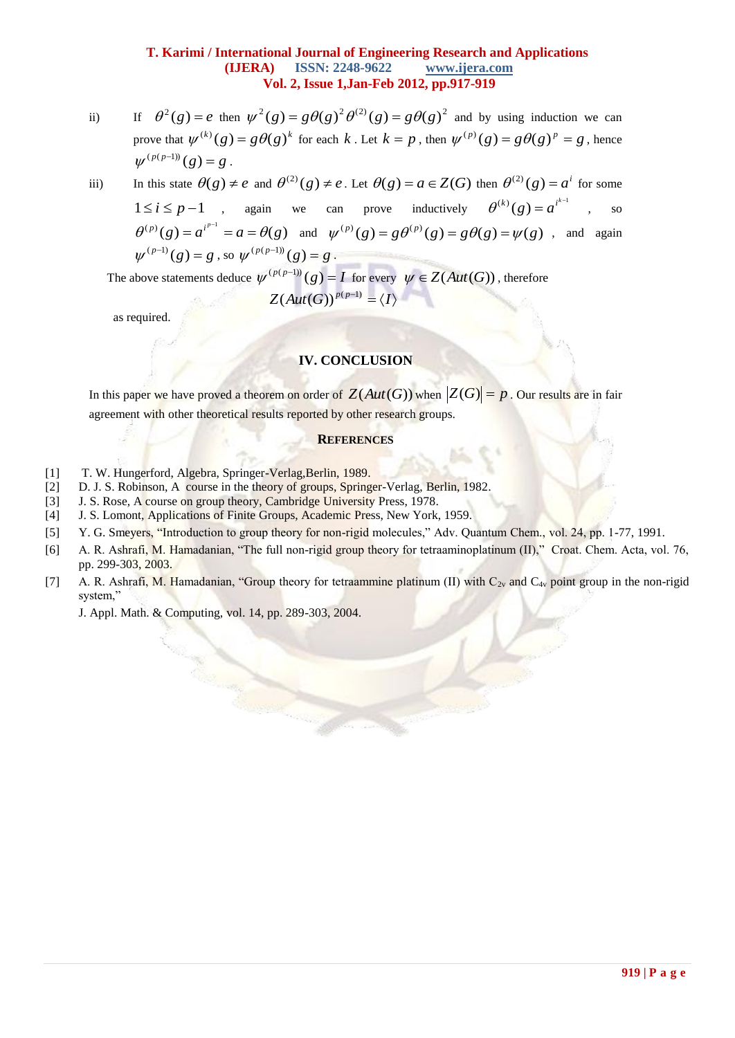ii) If $\theta^2(g) = e$ then $\psi^2(g) = g\theta(g)^2\theta^{(2)}(g) = g\theta(g)^2$ and by using induction we can prove that $\psi^{(k)}(g) = g\theta(g)^k$ for each $k$. Let $k = p$, then $\psi^{(p)}(g) = g\theta(g)^p = g$, hence $\psi^{(p(p-1))}(g) = g$.

iii) In this state $\theta(g) \neq e$ and $\theta^{(2)}(g) \neq e$. Let $\theta(g) = a \in Z(G)$ then $\theta^{(2)}(g) = a^i$ for some $1 \leq i \leq p-1$, again we can prove inductively $\theta^{(k)}(g) = a^{i^{k-1}}$, so $\theta^{(p)}(g) = a^{i^{p-1}} = a = \theta(g)$ and $\psi^{(p)}(g) = g\theta^{(p)}(g) = g\theta(g) = \psi(g)$, and again $\psi^{(p-1)}(g) = g$, so $\psi^{(p(p-1))}(g) = g$.

The above statements deduce $\psi^{(p(p-1))}(g) = I$ for every $\psi \in Z(Aut(G))$, therefore

$$Z(Aut(G))^{p(p-1)} = \langle I \rangle$$

as required.

## IV. CONCLUSION

In this paper we have proved a theorem on order of $Z(Aut(G))$ when $|Z(G)| = p$. Our results are in fair agreement with other theoretical results reported by other research groups.

## REFERENCES

[1] T. W. Hungerford, Algebra, Springer-Verlag,Berlin, 1989.

[2] D. J. S. Robinson, A course in the theory of groups, Springer-Verlag, Berlin, 1982.

[3] J. S. Rose, A course on group theory, Cambridge University Press, 1978.

[4] J. S. Lomont, Applications of Finite Groups, Academic Press, New York, 1959.

[5] Y. G. Smeyers, "Introduction to group theory for non-rigid molecules," Adv. Quantum Chem., vol. 24, pp. 1-77, 1991.

[6] A. R. Ashrafi, M. Hamadanian, "The full non-rigid group theory for tetraaminoplatinum (II)," Croat. Chem. Acta, vol. 76, pp. 299-303, 2003.

[7] A. R. Ashrafi, M. Hamadanian, "Group theory for tetraammine platinum (II) with $C_{2v}$ and $C_{4v}$ point group in the non-rigid system," J. Appl. Math. & Computing, vol. 14, pp. 289-303, 2004.